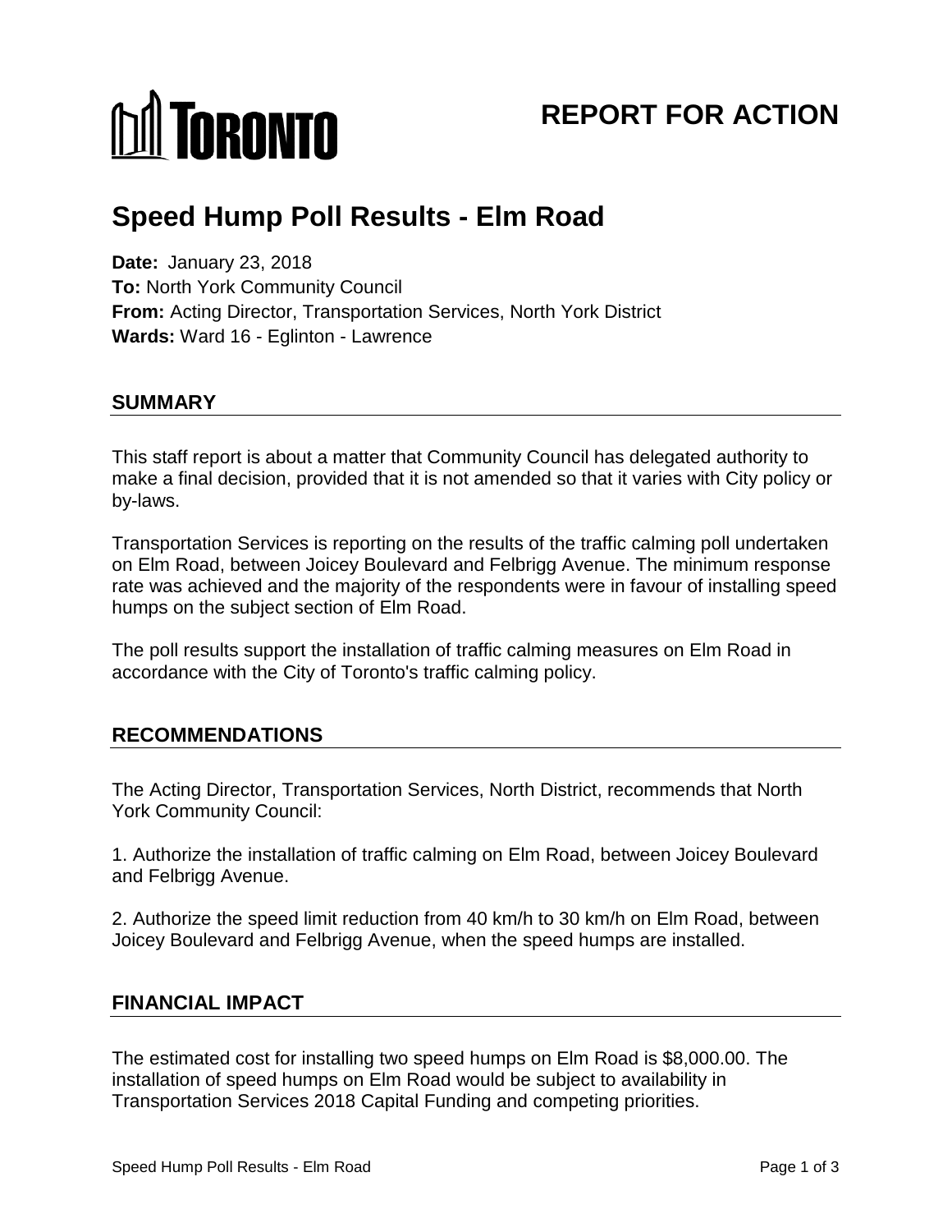TORONTO

# REPORT FOR ACTION

# Speed Hump Poll Results - Elm Road

**Date:** January 23, 2018
**To:** North York Community Council
**From:** Acting Director, Transportation Services, North York District
**Wards:** Ward 16 - Eglinton - Lawrence

## SUMMARY

This staff report is about a matter that Community Council has delegated authority to make a final decision, provided that it is not amended so that it varies with City policy or by-laws.

Transportation Services is reporting on the results of the traffic calming poll undertaken on Elm Road, between Joicey Boulevard and Felbrigg Avenue. The minimum response rate was achieved and the majority of the respondents were in favour of installing speed humps on the subject section of Elm Road.

The poll results support the installation of traffic calming measures on Elm Road in accordance with the City of Toronto's traffic calming policy.

## RECOMMENDATIONS

The Acting Director, Transportation Services, North District, recommends that North York Community Council:

1. Authorize the installation of traffic calming on Elm Road, between Joicey Boulevard and Felbrigg Avenue.

2. Authorize the speed limit reduction from 40 km/h to 30 km/h on Elm Road, between Joicey Boulevard and Felbrigg Avenue, when the speed humps are installed.

## FINANCIAL IMPACT

The estimated cost for installing two speed humps on Elm Road is $8,000.00. The installation of speed humps on Elm Road would be subject to availability in Transportation Services 2018 Capital Funding and competing priorities.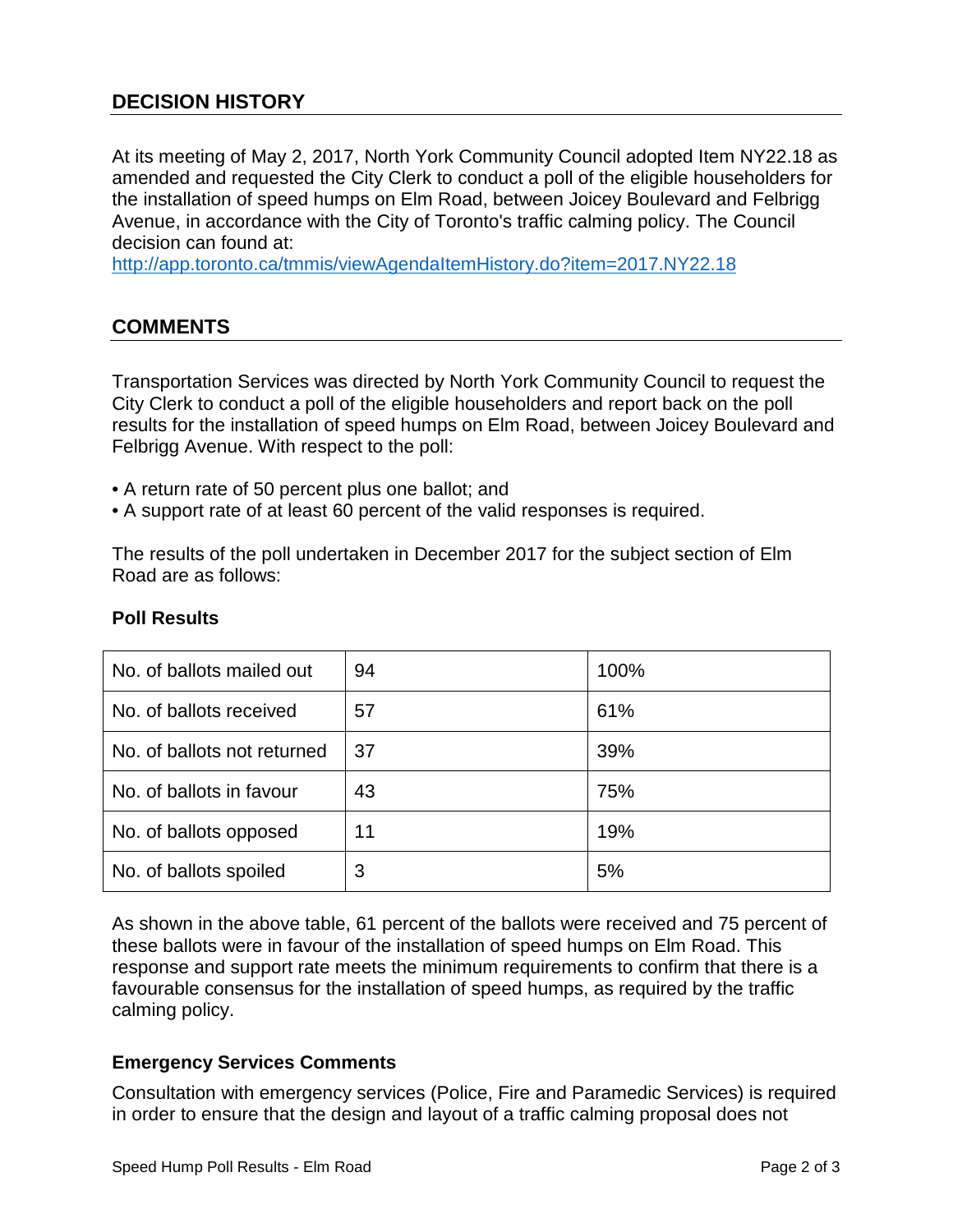## DECISION HISTORY

At its meeting of May 2, 2017, North York Community Council adopted Item NY22.18 as amended and requested the City Clerk to conduct a poll of the eligible householders for the installation of speed humps on Elm Road, between Joicey Boulevard and Felbrigg Avenue, in accordance with the City of Toronto's traffic calming policy. The Council decision can found at:
http://app.toronto.ca/tmmis/viewAgendaItemHistory.do?item=2017.NY22.18

## COMMENTS

Transportation Services was directed by North York Community Council to request the City Clerk to conduct a poll of the eligible householders and report back on the poll results for the installation of speed humps on Elm Road, between Joicey Boulevard and Felbrigg Avenue. With respect to the poll:

- A return rate of 50 percent plus one ballot; and
- A support rate of at least 60 percent of the valid responses is required.

The results of the poll undertaken in December 2017 for the subject section of Elm Road are as follows:

### Poll Results

| No. of ballots mailed out | 94 | 100% |
|---|---|---|
| No. of ballots received | 57 | 61% |
| No. of ballots not returned | 37 | 39% |
| No. of ballots in favour | 43 | 75% |
| No. of ballots opposed | 11 | 19% |
| No. of ballots spoiled | 3 | 5% |

As shown in the above table, 61 percent of the ballots were received and 75 percent of these ballots were in favour of the installation of speed humps on Elm Road. This response and support rate meets the minimum requirements to confirm that there is a favourable consensus for the installation of speed humps, as required by the traffic calming policy.

### Emergency Services Comments

Consultation with emergency services (Police, Fire and Paramedic Services) is required in order to ensure that the design and layout of a traffic calming proposal does not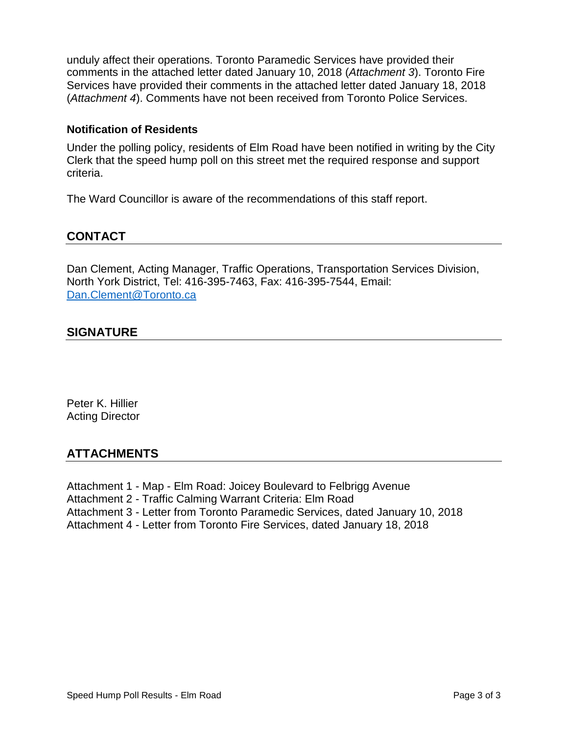unduly affect their operations. Toronto Paramedic Services have provided their comments in the attached letter dated January 10, 2018 (*Attachment 3*). Toronto Fire Services have provided their comments in the attached letter dated January 18, 2018 (*Attachment 4*). Comments have not been received from Toronto Police Services.

### Notification of Residents

Under the polling policy, residents of Elm Road have been notified in writing by the City Clerk that the speed hump poll on this street met the required response and support criteria.

The Ward Councillor is aware of the recommendations of this staff report.

## CONTACT

Dan Clement, Acting Manager, Traffic Operations, Transportation Services Division, North York District, Tel: 416-395-7463, Fax: 416-395-7544, Email: Dan.Clement@Toronto.ca

## SIGNATURE

Peter K. Hillier
Acting Director

## ATTACHMENTS

Attachment 1 - Map - Elm Road: Joicey Boulevard to Felbrigg Avenue
Attachment 2 - Traffic Calming Warrant Criteria: Elm Road
Attachment 3 - Letter from Toronto Paramedic Services, dated January 10, 2018
Attachment 4 - Letter from Toronto Fire Services, dated January 18, 2018